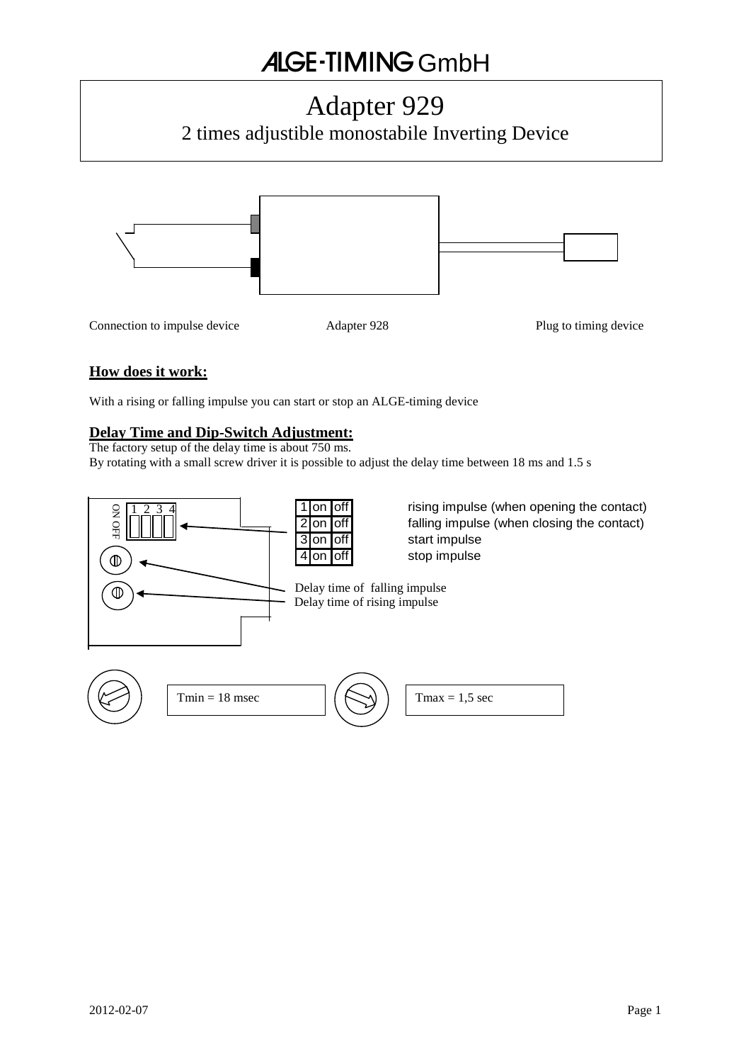# ALGE-TIMING GmbH

# Adapter 929

## 2 times adjustible monostabile Inverting Device

Connection to impulse device

Adapter 928

Plug to timing device

### How does it work:

With a rising or falling impulse you can start or stop an ALGE-timing device

### Delay Time and Dip-Switch Adjustment:

The factory setup of the delay time is about 750 ms.
By rotating with a small screw driver it is possible to adjust the delay time between 18 ms and 1.5 s

ON OFF 1 2 3 4

| | | | |
|---|---|---|---|
| 1 | on | off | rising impulse (when opening the contact) |
| 2 | on | off | falling impulse (when closing the contact) |
| 3 | on | off | start impulse |
| 4 | on | off | stop impulse |

Delay time of falling impulse
Delay time of rising impulse

Tmin = 18 msec

Tmax = 1,5 sec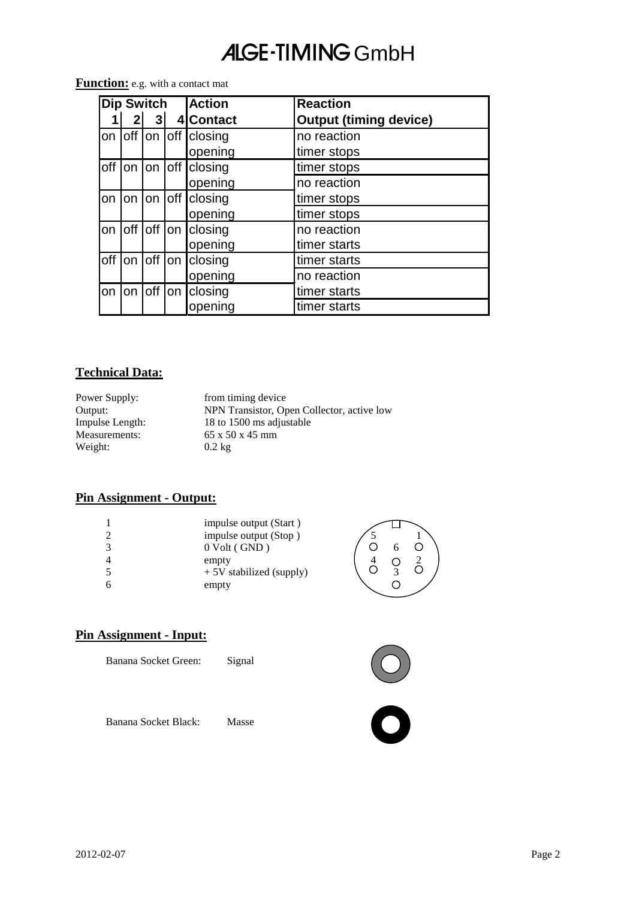# ALGE-TIMING GmbH

**Function:** e.g. with a contact mat

| Dip Switch | | | | Action | Reaction |
|---|---|---|---|---|---|
| 1 | 2 | 3 | 4 | Contact | Output (timing device) |
| on | off | on | off | closing | no reaction |
| | | | | opening | timer stops |
| off | on | on | off | closing | timer stops |
| | | | | opening | no reaction |
| on | on | on | off | closing | timer stops |
| | | | | opening | timer stops |
| on | off | off | on | closing | no reaction |
| | | | | opening | timer starts |
| off | on | off | on | closing | timer starts |
| | | | | opening | no reaction |
| on | on | off | on | closing | timer starts |
| | | | | opening | timer starts |

## Technical Data:

| | |
|---|---|
| Power Supply: | from timing device |
| Output: | NPN Transistor, Open Collector, active low |
| Impulse Length: | 18 to 1500 ms adjustable |
| Measurements: | 65 x 50 x 45 mm |
| Weight: | 0.2 kg |

## Pin Assignment - Output:

| | |
|---|---|
| 1 | impulse output (Start ) |
| 2 | impulse output (Stop ) |
| 3 | 0 Volt ( GND ) |
| 4 | empty |
| 5 | + 5V stabilized (supply) |
| 6 | empty |

5 1
6
4 2
3

## Pin Assignment - Input:

| | |
|---|---|
| Banana Socket Green: | Signal |
| Banana Socket Black: | Masse |

2012-02-07